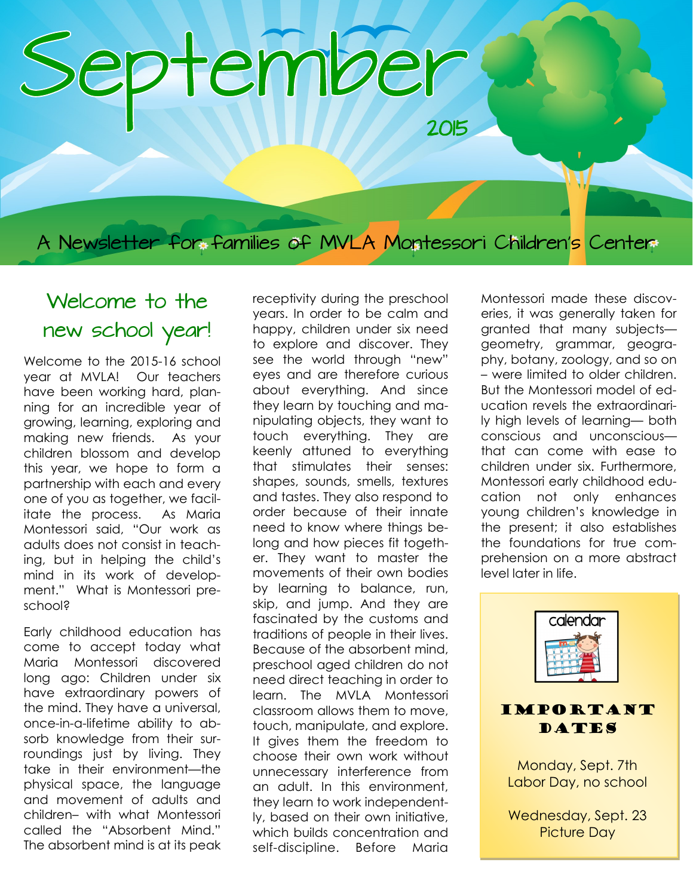# September

2015

A Newsletter for families of MVLA Montessori Children's Center

## Welcome to the new school year!

Welcome to the 2015-16 school year at MVLA! Our teachers have been working hard, planning for an incredible year of growing, learning, exploring and making new friends. As your children blossom and develop this year, we hope to form a partnership with each and every one of you as together, we facilitate the process. As Maria Montessori said, "Our work as adults does not consist in teaching, but in helping the child's mind in its work of development." What is Montessori preschool?

Early childhood education has come to accept today what Maria Montessori discovered long ago: Children under six have extraordinary powers of the mind. They have a universal, once-in-a-lifetime ability to absorb knowledge from their surroundings just by living. They take in their environment—the physical space, the language and movement of adults and children– with what Montessori called the "Absorbent Mind." The absorbent mind is at its peak receptivity during the preschool years. In order to be calm and happy, children under six need to explore and discover. They see the world through "new" eyes and are therefore curious about everything. And since they learn by touching and manipulating objects, they want to touch everything. They are keenly attuned to everything that stimulates their senses: shapes, sounds, smells, textures and tastes. They also respond to order because of their innate need to know where things belong and how pieces fit together. They want to master the movements of their own bodies by learning to balance, run, skip, and jump. And they are fascinated by the customs and traditions of people in their lives. Because of the absorbent mind, preschool aged children do not need direct teaching in order to learn. The MVLA Montessori classroom allows them to move, touch, manipulate, and explore. It gives them the freedom to choose their own work without unnecessary interference from an adult. In this environment, they learn to work independently, based on their own initiative, which builds concentration and self-discipline. Before Maria Montessori made these discoveries, it was generally taken for granted that many subjects—geometry, grammar, geography, botany, zoology, and so on – were limited to older children. But the Montessori model of education revels the extraordinarily high levels of learning— both conscious and unconscious—that can come with ease to children under six. Furthermore, Montessori early childhood education not only enhances young children's knowledge in the present; it also establishes the foundations for true comprehension on a more abstract level later in life.

calendar

### IMPORTANT DATES

Monday, Sept. 7th
Labor Day, no school

Wednesday, Sept. 23
Picture Day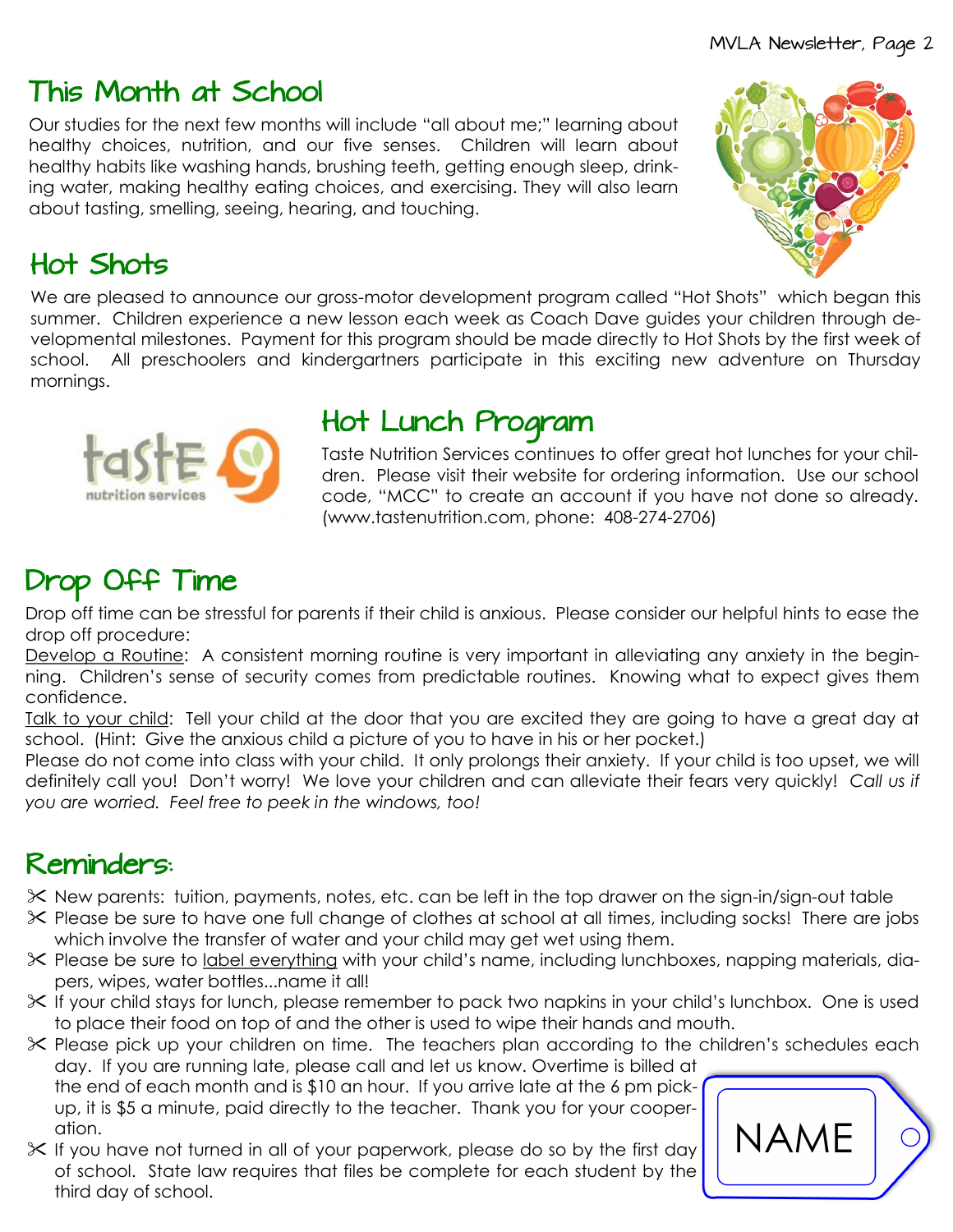## This Month at School

Our studies for the next few months will include "all about me;" learning about healthy choices, nutrition, and our five senses. Children will learn about healthy habits like washing hands, brushing teeth, getting enough sleep, drinking water, making healthy eating choices, and exercising. They will also learn about tasting, smelling, seeing, hearing, and touching.

## Hot Shots

We are pleased to announce our gross-motor development program called "Hot Shots" which began this summer. Children experience a new lesson each week as Coach Dave guides your children through developmental milestones. Payment for this program should be made directly to Hot Shots by the first week of school. All preschoolers and kindergartners participate in this exciting new adventure on Thursday mornings.

## Hot Lunch Program

Taste Nutrition Services continues to offer great hot lunches for your children. Please visit their website for ordering information. Use our school code, "MCC" to create an account if you have not done so already. (www.tastenutrition.com, phone: 408-274-2706)

## Drop Off Time

Drop off time can be stressful for parents if their child is anxious. Please consider our helpful hints to ease the drop off procedure:

Develop a Routine: A consistent morning routine is very important in alleviating any anxiety in the beginning. Children's sense of security comes from predictable routines. Knowing what to expect gives them confidence.

Talk to your child: Tell your child at the door that you are excited they are going to have a great day at school. (Hint: Give the anxious child a picture of you to have in his or her pocket.)

Please do not come into class with your child. It only prolongs their anxiety. If your child is too upset, we will definitely call you! Don't worry! We love your children and can alleviate their fears very quickly! *Call us if you are worried. Feel free to peek in the windows, too!*

## Reminders:

- New parents: tuition, payments, notes, etc. can be left in the top drawer on the sign-in/sign-out table
- Please be sure to have one full change of clothes at school at all times, including socks! There are jobs which involve the transfer of water and your child may get wet using them.
- Please be sure to label everything with your child's name, including lunchboxes, napping materials, diapers, wipes, water bottles...name it all!
- If your child stays for lunch, please remember to pack two napkins in your child's lunchbox. One is used to place their food on top of and the other is used to wipe their hands and mouth.
- Please pick up your children on time. The teachers plan according to the children's schedules each day. If you are running late, please call and let us know. Overtime is billed at the end of each month and is $10 an hour. If you arrive late at the 6 pm pick-up, it is $5 a minute, paid directly to the teacher. Thank you for your cooperation.
- If you have not turned in all of your paperwork, please do so by the first day of school. State law requires that files be complete for each student by the third day of school.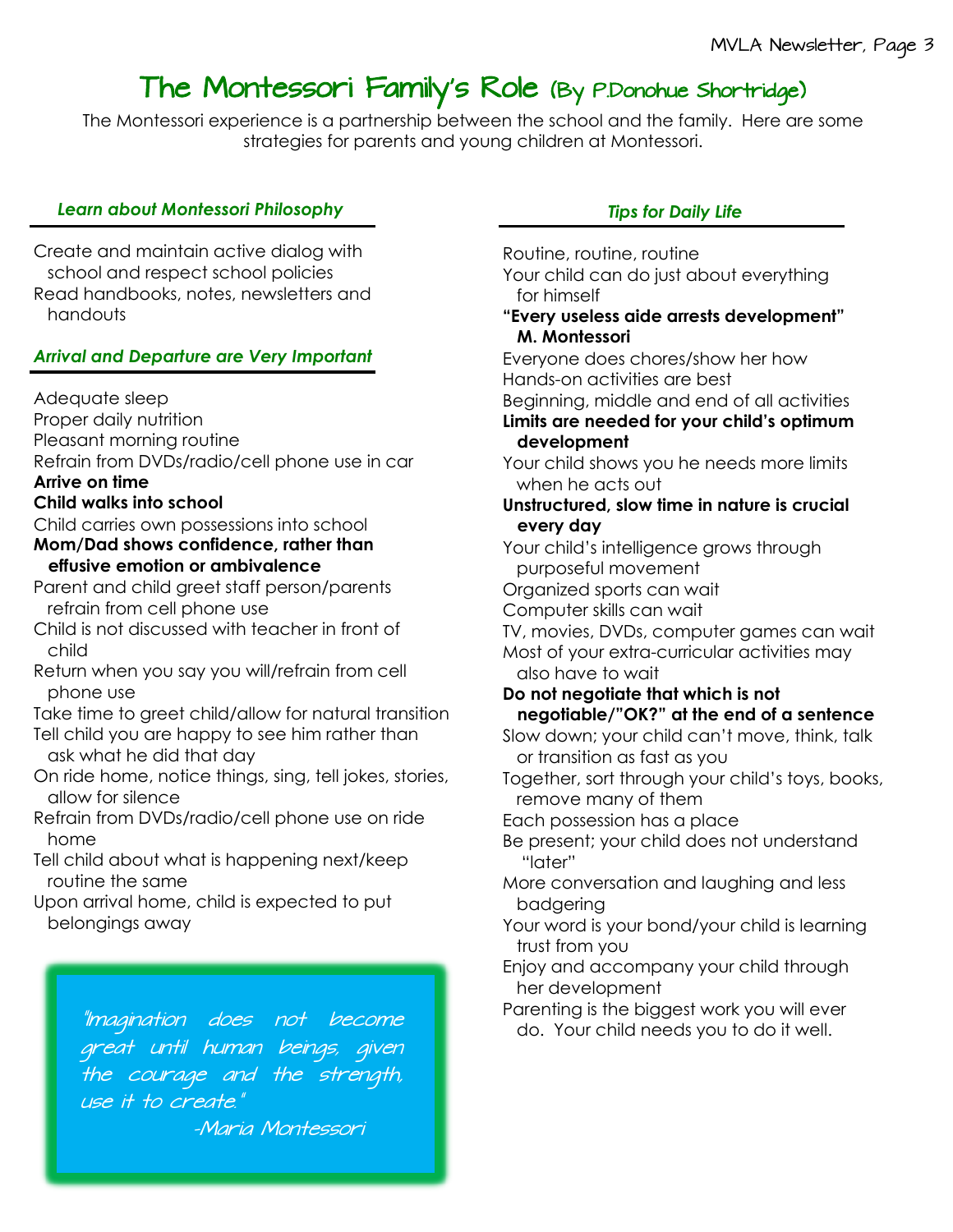# The Montessori Family's Role (By P.Donohue Shortridge)

The Montessori experience is a partnership between the school and the family. Here are some strategies for parents and young children at Montessori.

### *Learn about Montessori Philosophy*

Create and maintain active dialog with school and respect school policies
Read handbooks, notes, newsletters and handouts

### *Arrival and Departure are Very Important*

Adequate sleep
Proper daily nutrition
Pleasant morning routine
Refrain from DVDs/radio/cell phone use in car
**Arrive on time**
**Child walks into school**
Child carries own possessions into school
**Mom/Dad shows confidence, rather than effusive emotion or ambivalence**
Parent and child greet staff person/parents refrain from cell phone use
Child is not discussed with teacher in front of child
Return when you say you will/refrain from cell phone use
Take time to greet child/allow for natural transition
Tell child you are happy to see him rather than ask what he did that day
On ride home, notice things, sing, tell jokes, stories, allow for silence
Refrain from DVDs/radio/cell phone use on ride home
Tell child about what is happening next/keep routine the same
Upon arrival home, child is expected to put belongings away

> *"Imagination does not become great until human beings, given the courage and the strength, use it to create."*
>
> *-Maria Montessori*

### *Tips for Daily Life*

Routine, routine, routine
Your child can do just about everything for himself
**"Every useless aide arrests development" M. Montessori**
Everyone does chores/show her how
Hands-on activities are best
Beginning, middle and end of all activities
**Limits are needed for your child's optimum development**
Your child shows you he needs more limits when he acts out
**Unstructured, slow time in nature is crucial every day**
Your child's intelligence grows through purposeful movement
Organized sports can wait
Computer skills can wait
TV, movies, DVDs, computer games can wait
Most of your extra-curricular activities may also have to wait
**Do not negotiate that which is not negotiable/"OK?" at the end of a sentence**
Slow down; your child can't move, think, talk or transition as fast as you
Together, sort through your child's toys, books, remove many of them
Each possession has a place
Be present; your child does not understand "later"
More conversation and laughing and less badgering
Your word is your bond/your child is learning trust from you
Enjoy and accompany your child through her development
Parenting is the biggest work you will ever do. Your child needs you to do it well.